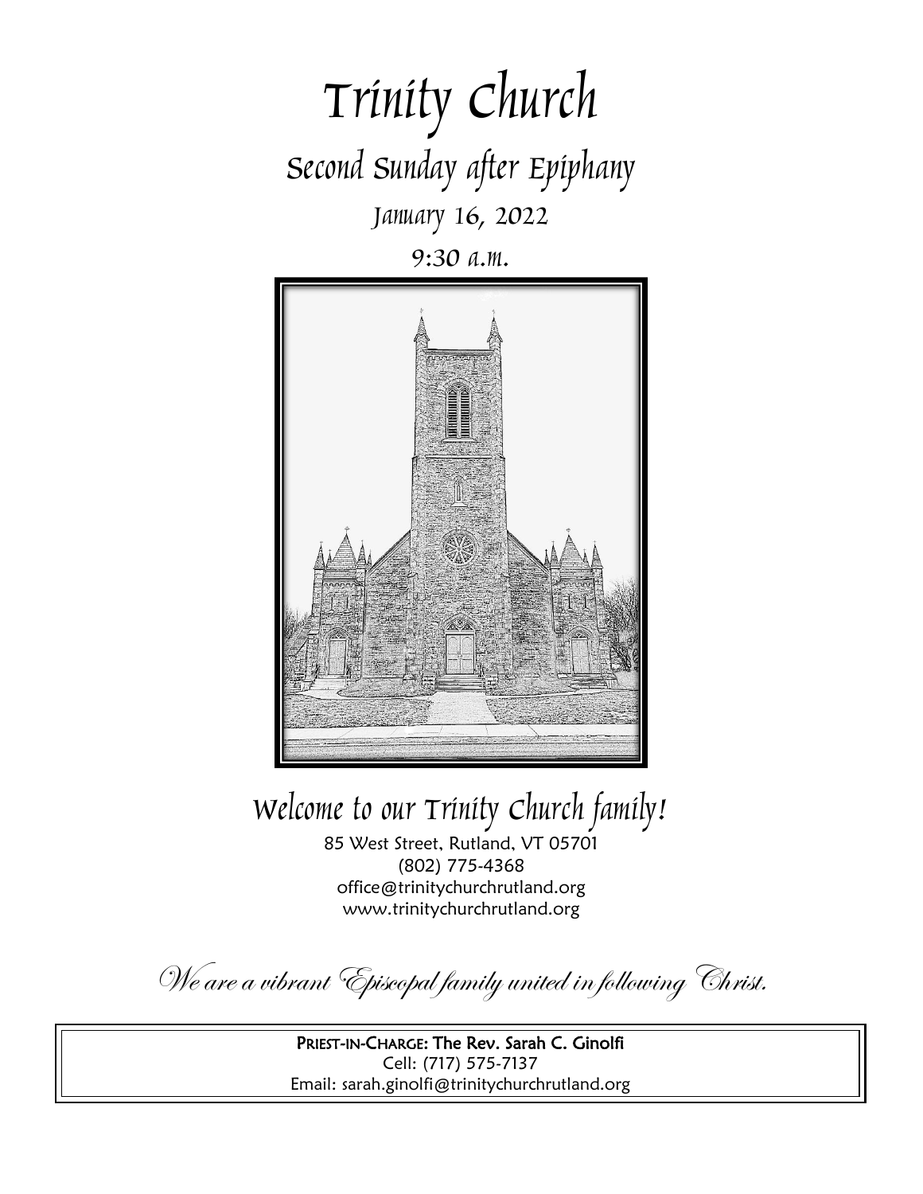# Trinity Church

## Second Sunday after Epiphany

### January 16, 2022

### 9:30 a.m.

## Welcome to our Trinity Church family!

85 West Street, Rutland, VT 05701
(802) 775-4368
office@trinitychurchrutland.org
www.trinitychurchrutland.org

*We are a vibrant Episcopal family united in following Christ.*

**PRIEST-IN-CHARGE: The Rev. Sarah C. Ginolfi**
Cell: (717) 575-7137
Email: sarah.ginolfi@trinitychurchrutland.org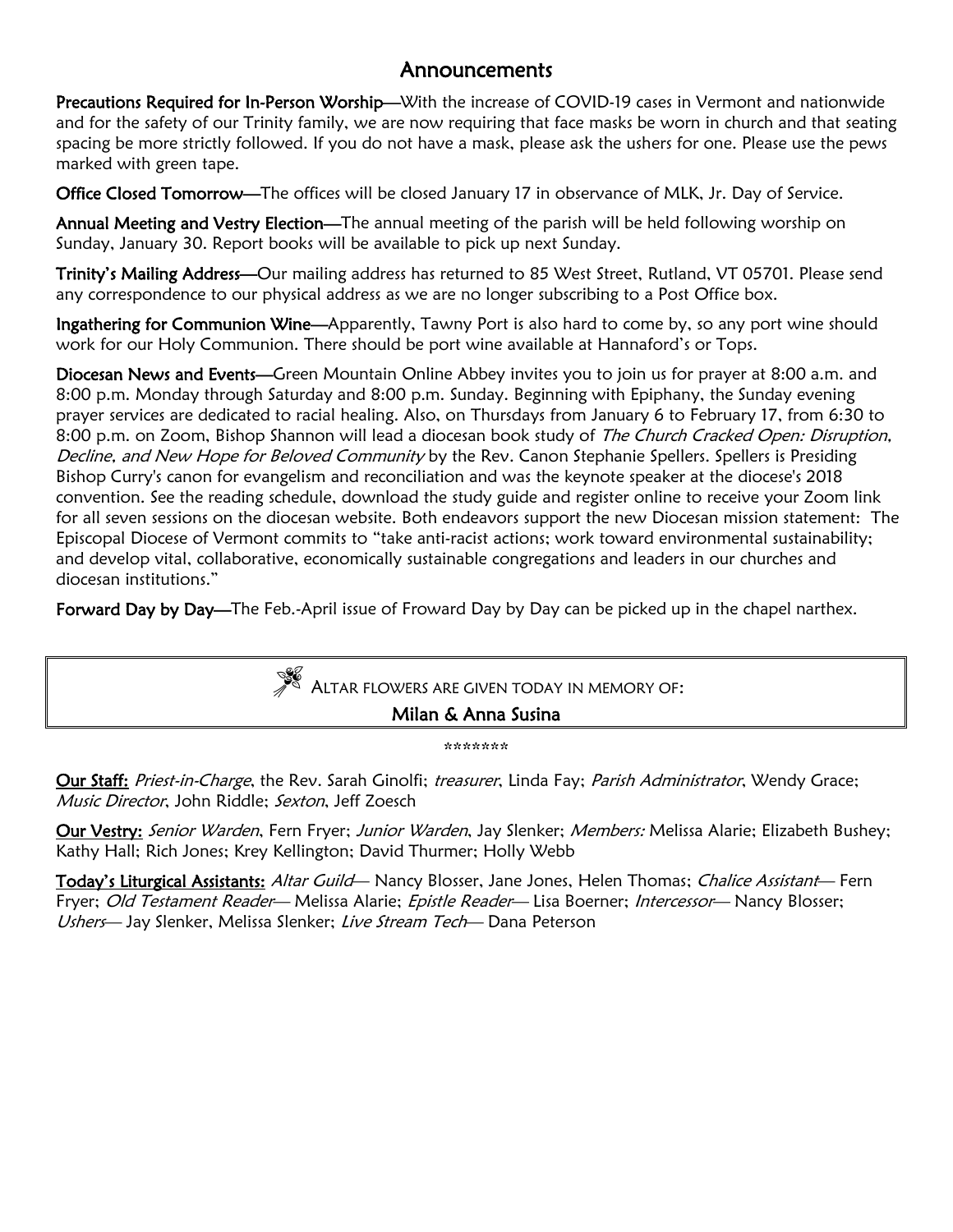# Announcements

**Precautions Required for In-Person Worship**—With the increase of COVID-19 cases in Vermont and nationwide and for the safety of our Trinity family, we are now requiring that face masks be worn in church and that seating spacing be more strictly followed. If you do not have a mask, please ask the ushers for one. Please use the pews marked with green tape.

**Office Closed Tomorrow**—The offices will be closed January 17 in observance of MLK, Jr. Day of Service.

**Annual Meeting and Vestry Election**—The annual meeting of the parish will be held following worship on Sunday, January 30. Report books will be available to pick up next Sunday.

**Trinity's Mailing Address**—Our mailing address has returned to 85 West Street, Rutland, VT 05701. Please send any correspondence to our physical address as we are no longer subscribing to a Post Office box.

**Ingathering for Communion Wine**—Apparently, Tawny Port is also hard to come by, so any port wine should work for our Holy Communion. There should be port wine available at Hannaford's or Tops.

**Diocesan News and Events**—Green Mountain Online Abbey invites you to join us for prayer at 8:00 a.m. and 8:00 p.m. Monday through Saturday and 8:00 p.m. Sunday. Beginning with Epiphany, the Sunday evening prayer services are dedicated to racial healing. Also, on Thursdays from January 6 to February 17, from 6:30 to 8:00 p.m. on Zoom, Bishop Shannon will lead a diocesan book study of *The Church Cracked Open: Disruption, Decline, and New Hope for Beloved Community* by the Rev. Canon Stephanie Spellers. Spellers is Presiding Bishop Curry's canon for evangelism and reconciliation and was the keynote speaker at the diocese's 2018 convention. See the reading schedule, download the study guide and register online to receive your Zoom link for all seven sessions on the diocesan website. Both endeavors support the new Diocesan mission statement: The Episcopal Diocese of Vermont commits to "take anti-racist actions; work toward environmental sustainability; and develop vital, collaborative, economically sustainable congregations and leaders in our churches and diocesan institutions."

**Forward Day by Day**—The Feb.-April issue of Froward Day by Day can be picked up in the chapel narthex.

---

ALTAR FLOWERS ARE GIVEN TODAY IN MEMORY OF:

**Milan & Anna Susina**

---

*******

**Our Staff:** *Priest-in-Charge*, the Rev. Sarah Ginolfi; *treasurer*, Linda Fay; *Parish Administrator*, Wendy Grace; *Music Director*, John Riddle; *Sexton*, Jeff Zoesch

**Our Vestry:** *Senior Warden*, Fern Fryer; *Junior Warden*, Jay Slenker; *Members:* Melissa Alarie; Elizabeth Bushey; Kathy Hall; Rich Jones; Krey Kellington; David Thurmer; Holly Webb

**Today's Liturgical Assistants:** *Altar Guild*— Nancy Blosser, Jane Jones, Helen Thomas; *Chalice Assistant*— Fern Fryer; *Old Testament Reader*— Melissa Alarie; *Epistle Reader*— Lisa Boerner; *Intercessor*— Nancy Blosser; *Ushers*— Jay Slenker, Melissa Slenker; *Live Stream Tech*— Dana Peterson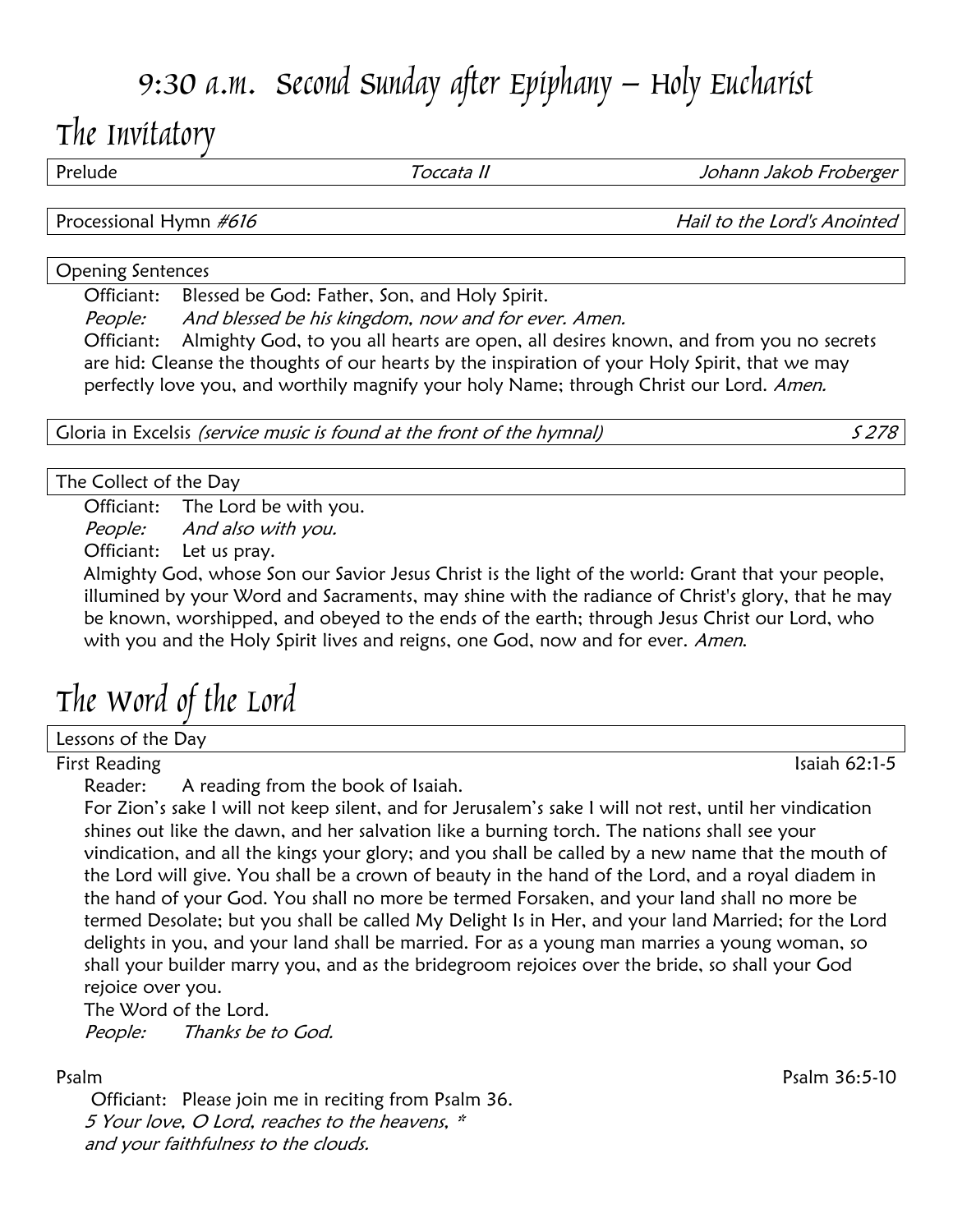# 9:30 a.m. Second Sunday after Epiphany – Holy Eucharist

## The Invitatory

Prelude *Toccata II* *Johann Jakob Froberger*

Processional Hymn *#616* *Hail to the Lord's Anointed*

Opening Sentences

Officiant: Blessed be God: Father, Son, and Holy Spirit.
*People: And blessed be his kingdom, now and for ever. Amen.*
Officiant: Almighty God, to you all hearts are open, all desires known, and from you no secrets are hid: Cleanse the thoughts of our hearts by the inspiration of your Holy Spirit, that we may perfectly love you, and worthily magnify your holy Name; through Christ our Lord. *Amen.*

Gloria in Excelsis *(service music is found at the front of the hymnal)* *S 278*

The Collect of the Day

Officiant: The Lord be with you.
*People: And also with you.*
Officiant: Let us pray.
Almighty God, whose Son our Savior Jesus Christ is the light of the world: Grant that your people, illumined by your Word and Sacraments, may shine with the radiance of Christ's glory, that he may be known, worshipped, and obeyed to the ends of the earth; through Jesus Christ our Lord, who with you and the Holy Spirit lives and reigns, one God, now and for ever. *Amen.*

## The Word of the Lord

Lessons of the Day

First Reading Isaiah 62:1-5

Reader: A reading from the book of Isaiah.
For Zion's sake I will not keep silent, and for Jerusalem's sake I will not rest, until her vindication shines out like the dawn, and her salvation like a burning torch. The nations shall see your vindication, and all the kings your glory; and you shall be called by a new name that the mouth of the Lord will give. You shall be a crown of beauty in the hand of the Lord, and a royal diadem in the hand of your God. You shall no more be termed Forsaken, and your land shall no more be termed Desolate; but you shall be called My Delight Is in Her, and your land Married; for the Lord delights in you, and your land shall be married. For as a young man marries a young woman, so shall your builder marry you, and as the bridegroom rejoices over the bride, so shall your God rejoice over you.
The Word of the Lord.
*People: Thanks be to God.*

Psalm Psalm 36:5-10

Officiant: Please join me in reciting from Psalm 36.
*5 Your love, O Lord, reaches to the heavens, \**
*and your faithfulness to the clouds.*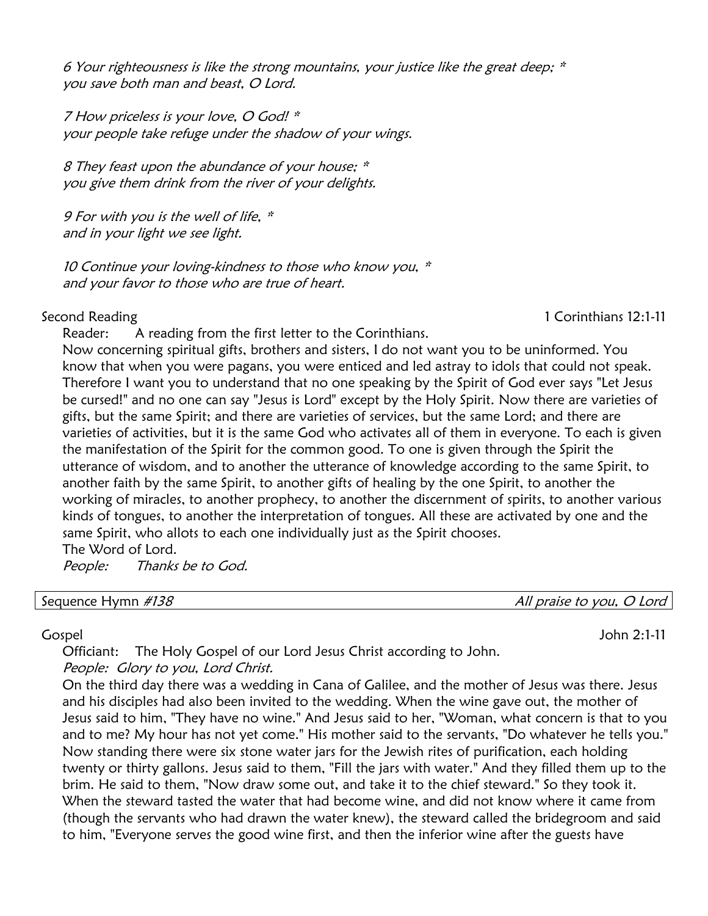*6 Your righteousness is like the strong mountains, your justice like the great deep; *
you save both man and beast, O Lord.*

*7 How priceless is your love, O God! *
your people take refuge under the shadow of your wings.*

*8 They feast upon the abundance of your house; *
you give them drink from the river of your delights.*

*9 For with you is the well of life, *
and in your light we see light.*

*10 Continue your loving-kindness to those who know you, *
and your favor to those who are true of heart.*

Second Reading — 1 Corinthians 12:1-11

Reader: A reading from the first letter to the Corinthians.

Now concerning spiritual gifts, brothers and sisters, I do not want you to be uninformed. You know that when you were pagans, you were enticed and led astray to idols that could not speak. Therefore I want you to understand that no one speaking by the Spirit of God ever says "Let Jesus be cursed!" and no one can say "Jesus is Lord" except by the Holy Spirit. Now there are varieties of gifts, but the same Spirit; and there are varieties of services, but the same Lord; and there are varieties of activities, but it is the same God who activates all of them in everyone. To each is given the manifestation of the Spirit for the common good. To one is given through the Spirit the utterance of wisdom, and to another the utterance of knowledge according to the same Spirit, to another faith by the same Spirit, to another gifts of healing by the one Spirit, to another the working of miracles, to another prophecy, to another the discernment of spirits, to another various kinds of tongues, to another the interpretation of tongues. All these are activated by one and the same Spirit, who allots to each one individually just as the Spirit chooses.

The Word of Lord.

*People: Thanks be to God.*

Sequence Hymn *#138* — *All praise to you, O Lord*

Gospel — John 2:1-11

Officiant: The Holy Gospel of our Lord Jesus Christ according to John.

*People: Glory to you, Lord Christ.*

On the third day there was a wedding in Cana of Galilee, and the mother of Jesus was there. Jesus and his disciples had also been invited to the wedding. When the wine gave out, the mother of Jesus said to him, "They have no wine." And Jesus said to her, "Woman, what concern is that to you and to me? My hour has not yet come." His mother said to the servants, "Do whatever he tells you." Now standing there were six stone water jars for the Jewish rites of purification, each holding twenty or thirty gallons. Jesus said to them, "Fill the jars with water." And they filled them up to the brim. He said to them, "Now draw some out, and take it to the chief steward." So they took it. When the steward tasted the water that had become wine, and did not know where it came from (though the servants who had drawn the water knew), the steward called the bridegroom and said to him, "Everyone serves the good wine first, and then the inferior wine after the guests have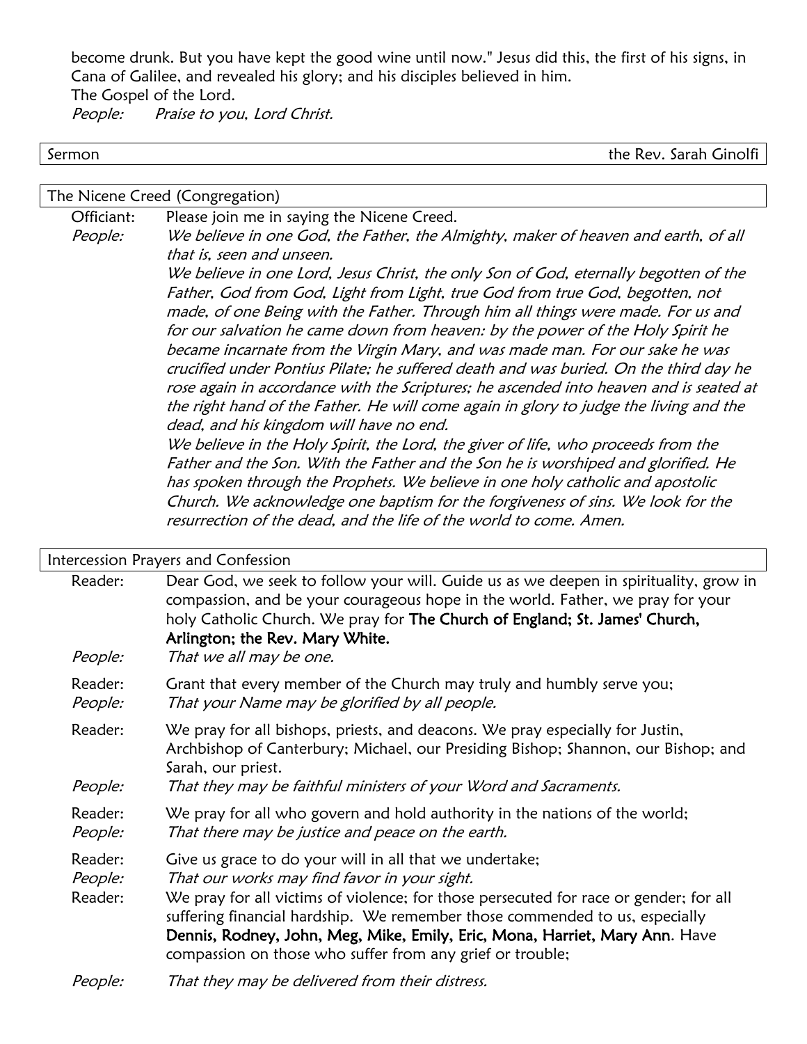become drunk. But you have kept the good wine until now." Jesus did this, the first of his signs, in Cana of Galilee, and revealed his glory; and his disciples believed in him.
The Gospel of the Lord.
*People:* *Praise to you, Lord Christ.*

| Sermon | the Rev. Sarah Ginolfi |
|---|---|

## The Nicene Creed (Congregation)

Officiant: Please join me in saying the Nicene Creed.

*People:* *We believe in one God, the Father, the Almighty, maker of heaven and earth, of all that is, seen and unseen.*
*We believe in one Lord, Jesus Christ, the only Son of God, eternally begotten of the Father, God from God, Light from Light, true God from true God, begotten, not made, of one Being with the Father. Through him all things were made. For us and for our salvation he came down from heaven: by the power of the Holy Spirit he became incarnate from the Virgin Mary, and was made man. For our sake he was crucified under Pontius Pilate; he suffered death and was buried. On the third day he rose again in accordance with the Scriptures; he ascended into heaven and is seated at the right hand of the Father. He will come again in glory to judge the living and the dead, and his kingdom will have no end.*
*We believe in the Holy Spirit, the Lord, the giver of life, who proceeds from the Father and the Son. With the Father and the Son he is worshiped and glorified. He has spoken through the Prophets. We believe in one holy catholic and apostolic Church. We acknowledge one baptism for the forgiveness of sins. We look for the resurrection of the dead, and the life of the world to come. Amen.*

## Intercession Prayers and Confession

Reader: Dear God, we seek to follow your will. Guide us as we deepen in spirituality, grow in compassion, and be your courageous hope in the world. Father, we pray for your holy Catholic Church. We pray for **The Church of England; St. James' Church, Arlington; the Rev. Mary White.**
*People:* *That we all may be one.*

Reader: Grant that every member of the Church may truly and humbly serve you;
*People:* *That your Name may be glorified by all people.*

Reader: We pray for all bishops, priests, and deacons. We pray especially for Justin, Archbishop of Canterbury; Michael, our Presiding Bishop; Shannon, our Bishop; and Sarah, our priest.
*People:* *That they may be faithful ministers of your Word and Sacraments.*

Reader: We pray for all who govern and hold authority in the nations of the world;
*People:* *That there may be justice and peace on the earth.*

Reader: Give us grace to do your will in all that we undertake;
*People:* *That our works may find favor in your sight.*
Reader: We pray for all victims of violence; for those persecuted for race or gender; for all suffering financial hardship. We remember those commended to us, especially **Dennis, Rodney, John, Meg, Mike, Emily, Eric, Mona, Harriet, Mary Ann**. Have compassion on those who suffer from any grief or trouble;

*People:* *That they may be delivered from their distress.*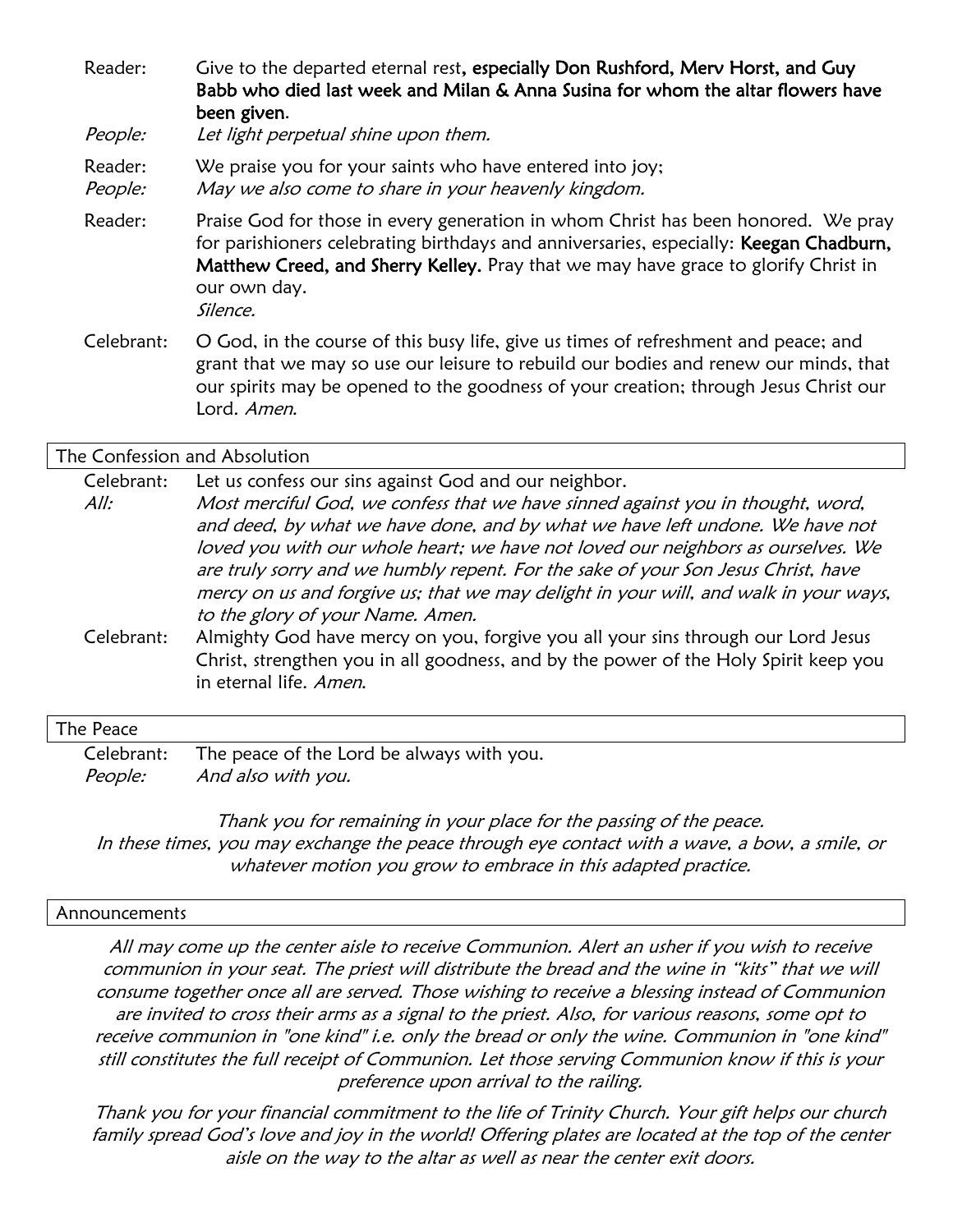Reader: Give to the departed eternal rest**, especially Don Rushford, Merv Horst, and Guy Babb who died last week and Milan & Anna Susina for whom the altar flowers have been given**.

*People:* *Let light perpetual shine upon them.*

Reader: We praise you for your saints who have entered into joy;

*People:* *May we also come to share in your heavenly kingdom.*

Reader: Praise God for those in every generation in whom Christ has been honored. We pray for parishioners celebrating birthdays and anniversaries, especially: **Keegan Chadburn, Matthew Creed, and Sherry Kelley.** Pray that we may have grace to glorify Christ in our own day.

*Silence.*

Celebrant: O God, in the course of this busy life, give us times of refreshment and peace; and grant that we may so use our leisure to rebuild our bodies and renew our minds, that our spirits may be opened to the goodness of your creation; through Jesus Christ our Lord. *Amen.*

## The Confession and Absolution

Celebrant: Let us confess our sins against God and our neighbor.

*All:* *Most merciful God, we confess that we have sinned against you in thought, word, and deed, by what we have done, and by what we have left undone. We have not loved you with our whole heart; we have not loved our neighbors as ourselves. We are truly sorry and we humbly repent. For the sake of your Son Jesus Christ, have mercy on us and forgive us; that we may delight in your will, and walk in your ways, to the glory of your Name. Amen.*

Celebrant: Almighty God have mercy on you, forgive you all your sins through our Lord Jesus Christ, strengthen you in all goodness, and by the power of the Holy Spirit keep you in eternal life. *Amen.*

## The Peace

Celebrant: The peace of the Lord be always with you.

*People:* *And also with you.*

*Thank you for remaining in your place for the passing of the peace. In these times, you may exchange the peace through eye contact with a wave, a bow, a smile, or whatever motion you grow to embrace in this adapted practice.*

## Announcements

*All may come up the center aisle to receive Communion. Alert an usher if you wish to receive communion in your seat. The priest will distribute the bread and the wine in "kits" that we will consume together once all are served. Those wishing to receive a blessing instead of Communion are invited to cross their arms as a signal to the priest. Also, for various reasons, some opt to receive communion in "one kind" i.e. only the bread or only the wine. Communion in "one kind" still constitutes the full receipt of Communion. Let those serving Communion know if this is your preference upon arrival to the railing.*

*Thank you for your financial commitment to the life of Trinity Church. Your gift helps our church family spread God's love and joy in the world! Offering plates are located at the top of the center aisle on the way to the altar as well as near the center exit doors.*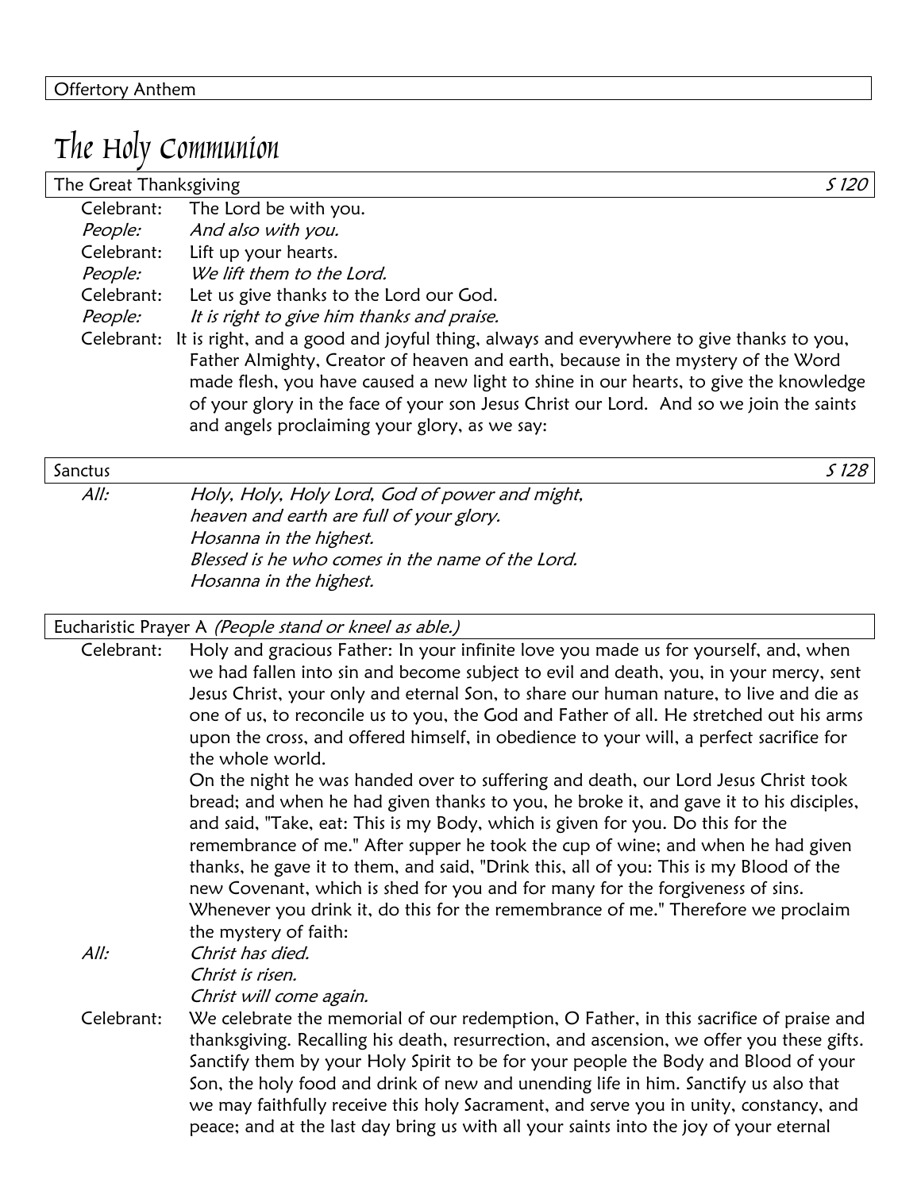Offertory Anthem

# The Holy Communion

The Great Thanksgiving *S 120*

Celebrant: The Lord be with you.
*People: And also with you.*
Celebrant: Lift up your hearts.
*People: We lift them to the Lord.*
Celebrant: Let us give thanks to the Lord our God.
*People: It is right to give him thanks and praise.*
Celebrant: It is right, and a good and joyful thing, always and everywhere to give thanks to you, Father Almighty, Creator of heaven and earth, because in the mystery of the Word made flesh, you have caused a new light to shine in our hearts, to give the knowledge of your glory in the face of your son Jesus Christ our Lord. And so we join the saints and angels proclaiming your glory, as we say:

Sanctus *S 128*

*All: Holy, Holy, Holy Lord, God of power and might,*
*heaven and earth are full of your glory.*
*Hosanna in the highest.*
*Blessed is he who comes in the name of the Lord.*
*Hosanna in the highest.*

Eucharistic Prayer A *(People stand or kneel as able.)*

Celebrant: Holy and gracious Father: In your infinite love you made us for yourself, and, when we had fallen into sin and become subject to evil and death, you, in your mercy, sent Jesus Christ, your only and eternal Son, to share our human nature, to live and die as one of us, to reconcile us to you, the God and Father of all. He stretched out his arms upon the cross, and offered himself, in obedience to your will, a perfect sacrifice for the whole world.
On the night he was handed over to suffering and death, our Lord Jesus Christ took bread; and when he had given thanks to you, he broke it, and gave it to his disciples, and said, "Take, eat: This is my Body, which is given for you. Do this for the remembrance of me." After supper he took the cup of wine; and when he had given thanks, he gave it to them, and said, "Drink this, all of you: This is my Blood of the new Covenant, which is shed for you and for many for the forgiveness of sins. Whenever you drink it, do this for the remembrance of me." Therefore we proclaim the mystery of faith:
*All: Christ has died.*
*Christ is risen.*
*Christ will come again.*
Celebrant: We celebrate the memorial of our redemption, O Father, in this sacrifice of praise and thanksgiving. Recalling his death, resurrection, and ascension, we offer you these gifts. Sanctify them by your Holy Spirit to be for your people the Body and Blood of your Son, the holy food and drink of new and unending life in him. Sanctify us also that we may faithfully receive this holy Sacrament, and serve you in unity, constancy, and peace; and at the last day bring us with all your saints into the joy of your eternal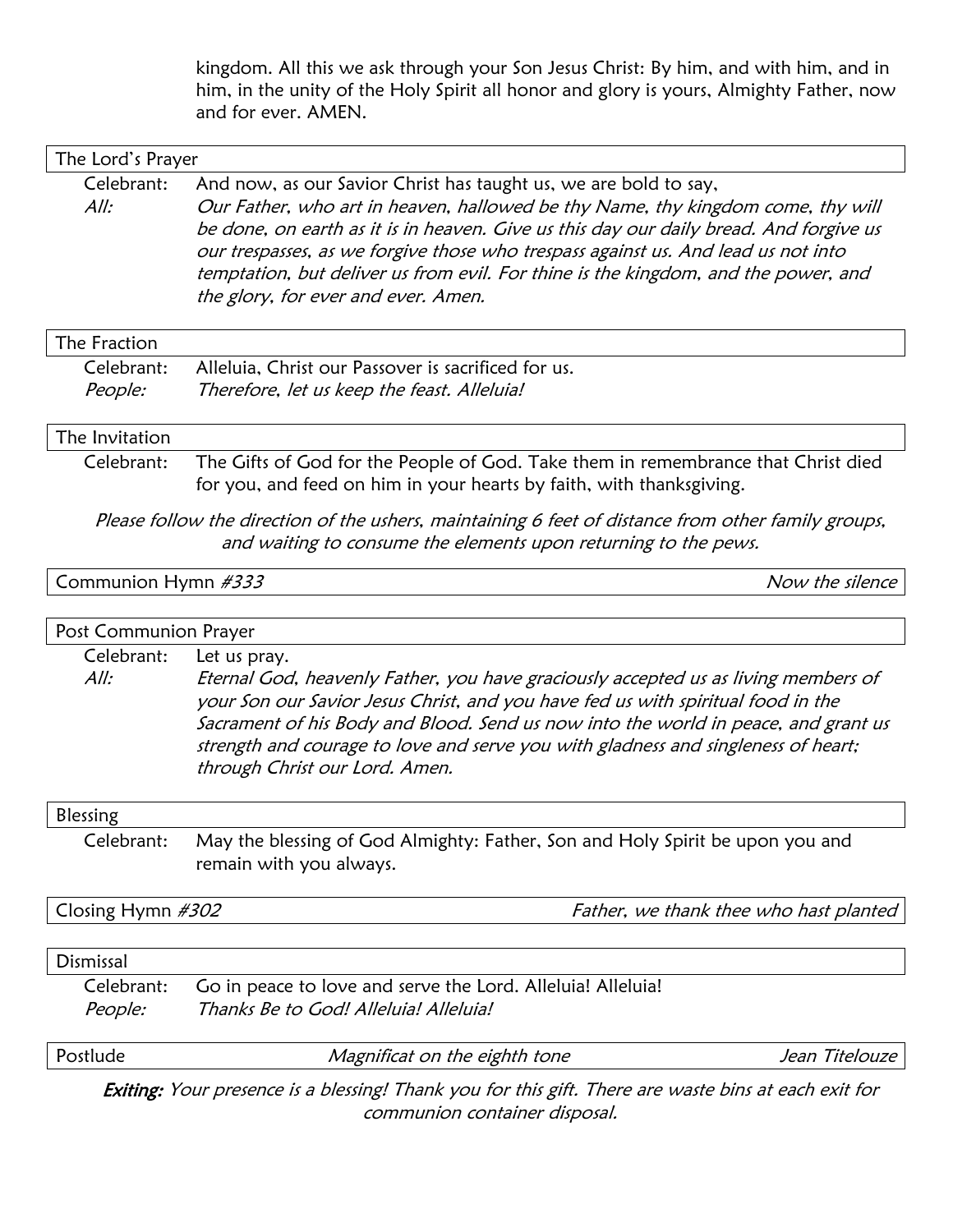kingdom. All this we ask through your Son Jesus Christ: By him, and with him, and in him, in the unity of the Holy Spirit all honor and glory is yours, Almighty Father, now and for ever. AMEN.

## The Lord's Prayer

Celebrant: And now, as our Savior Christ has taught us, we are bold to say,

*All:* *Our Father, who art in heaven, hallowed be thy Name, thy kingdom come, thy will be done, on earth as it is in heaven. Give us this day our daily bread. And forgive us our trespasses, as we forgive those who trespass against us. And lead us not into temptation, but deliver us from evil. For thine is the kingdom, and the power, and the glory, for ever and ever. Amen.*

## The Fraction

Celebrant: Alleluia, Christ our Passover is sacrificed for us.

*People:* *Therefore, let us keep the feast. Alleluia!*

## The Invitation

Celebrant: The Gifts of God for the People of God. Take them in remembrance that Christ died for you, and feed on him in your hearts by faith, with thanksgiving.

*Please follow the direction of the ushers, maintaining 6 feet of distance from other family groups, and waiting to consume the elements upon returning to the pews.*

## Communion Hymn *#333* — *Now the silence*

## Post Communion Prayer

Celebrant: Let us pray.

*All:* *Eternal God, heavenly Father, you have graciously accepted us as living members of your Son our Savior Jesus Christ, and you have fed us with spiritual food in the Sacrament of his Body and Blood. Send us now into the world in peace, and grant us strength and courage to love and serve you with gladness and singleness of heart; through Christ our Lord. Amen.*

## Blessing

Celebrant: May the blessing of God Almighty: Father, Son and Holy Spirit be upon you and remain with you always.

## Closing Hymn *#302* — *Father, we thank thee who hast planted*

## Dismissal

Celebrant: Go in peace to love and serve the Lord. Alleluia! Alleluia!

*People:* *Thanks Be to God! Alleluia! Alleluia!*

## Postlude — *Magnificat on the eighth tone* — *Jean Titelouze*

***Exiting:*** *Your presence is a blessing! Thank you for this gift. There are waste bins at each exit for communion container disposal.*